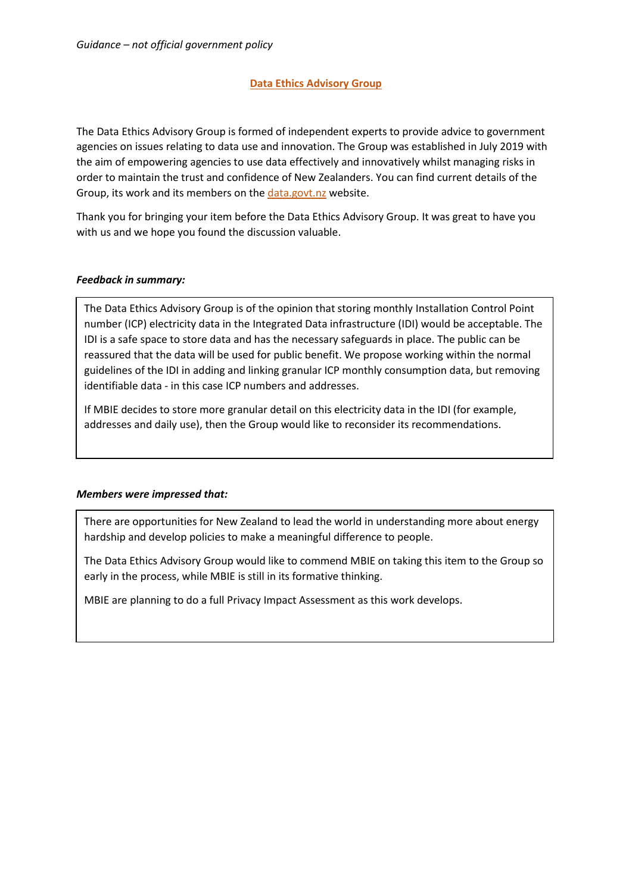*Guidance – not official government policy*

# [Data Ethics Advisory Group](#)

The Data Ethics Advisory Group is formed of independent experts to provide advice to government agencies on issues relating to data use and innovation. The Group was established in July 2019 with the aim of empowering agencies to use data effectively and innovatively whilst managing risks in order to maintain the trust and confidence of New Zealanders. You can find current details of the Group, its work and its members on the [data.govt.nz](#) website.

Thank you for bringing your item before the Data Ethics Advisory Group. It was great to have you with us and we hope you found the discussion valuable.

***Feedback in summary:***

The Data Ethics Advisory Group is of the opinion that storing monthly Installation Control Point number (ICP) electricity data in the Integrated Data infrastructure (IDI) would be acceptable. The IDI is a safe space to store data and has the necessary safeguards in place. The public can be reassured that the data will be used for public benefit. We propose working within the normal guidelines of the IDI in adding and linking granular ICP monthly consumption data, but removing identifiable data - in this case ICP numbers and addresses.

If MBIE decides to store more granular detail on this electricity data in the IDI (for example, addresses and daily use), then the Group would like to reconsider its recommendations.

***Members were impressed that:***

There are opportunities for New Zealand to lead the world in understanding more about energy hardship and develop policies to make a meaningful difference to people.

The Data Ethics Advisory Group would like to commend MBIE on taking this item to the Group so early in the process, while MBIE is still in its formative thinking.

MBIE are planning to do a full Privacy Impact Assessment as this work develops.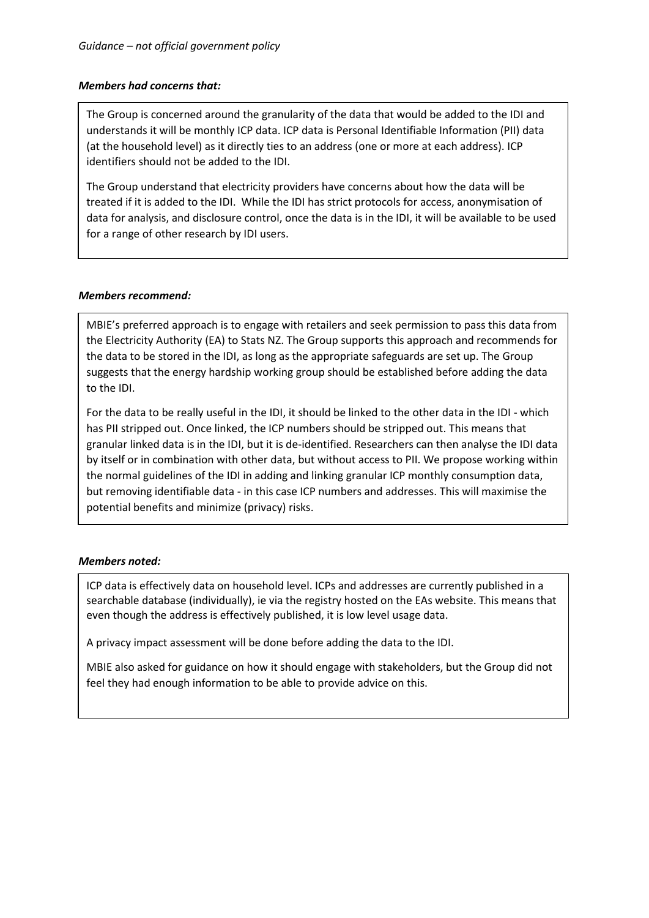*Members had concerns that:*

The Group is concerned around the granularity of the data that would be added to the IDI and understands it will be monthly ICP data. ICP data is Personal Identifiable Information (PII) data (at the household level) as it directly ties to an address (one or more at each address). ICP identifiers should not be added to the IDI.

The Group understand that electricity providers have concerns about how the data will be treated if it is added to the IDI. While the IDI has strict protocols for access, anonymisation of data for analysis, and disclosure control, once the data is in the IDI, it will be available to be used for a range of other research by IDI users.

*Members recommend:*

MBIE's preferred approach is to engage with retailers and seek permission to pass this data from the Electricity Authority (EA) to Stats NZ. The Group supports this approach and recommends for the data to be stored in the IDI, as long as the appropriate safeguards are set up. The Group suggests that the energy hardship working group should be established before adding the data to the IDI.

For the data to be really useful in the IDI, it should be linked to the other data in the IDI - which has PII stripped out. Once linked, the ICP numbers should be stripped out. This means that granular linked data is in the IDI, but it is de-identified. Researchers can then analyse the IDI data by itself or in combination with other data, but without access to PII. We propose working within the normal guidelines of the IDI in adding and linking granular ICP monthly consumption data, but removing identifiable data - in this case ICP numbers and addresses. This will maximise the potential benefits and minimize (privacy) risks.

*Members noted:*

ICP data is effectively data on household level. ICPs and addresses are currently published in a searchable database (individually), ie via the registry hosted on the EAs website. This means that even though the address is effectively published, it is low level usage data.

A privacy impact assessment will be done before adding the data to the IDI.

MBIE also asked for guidance on how it should engage with stakeholders, but the Group did not feel they had enough information to be able to provide advice on this.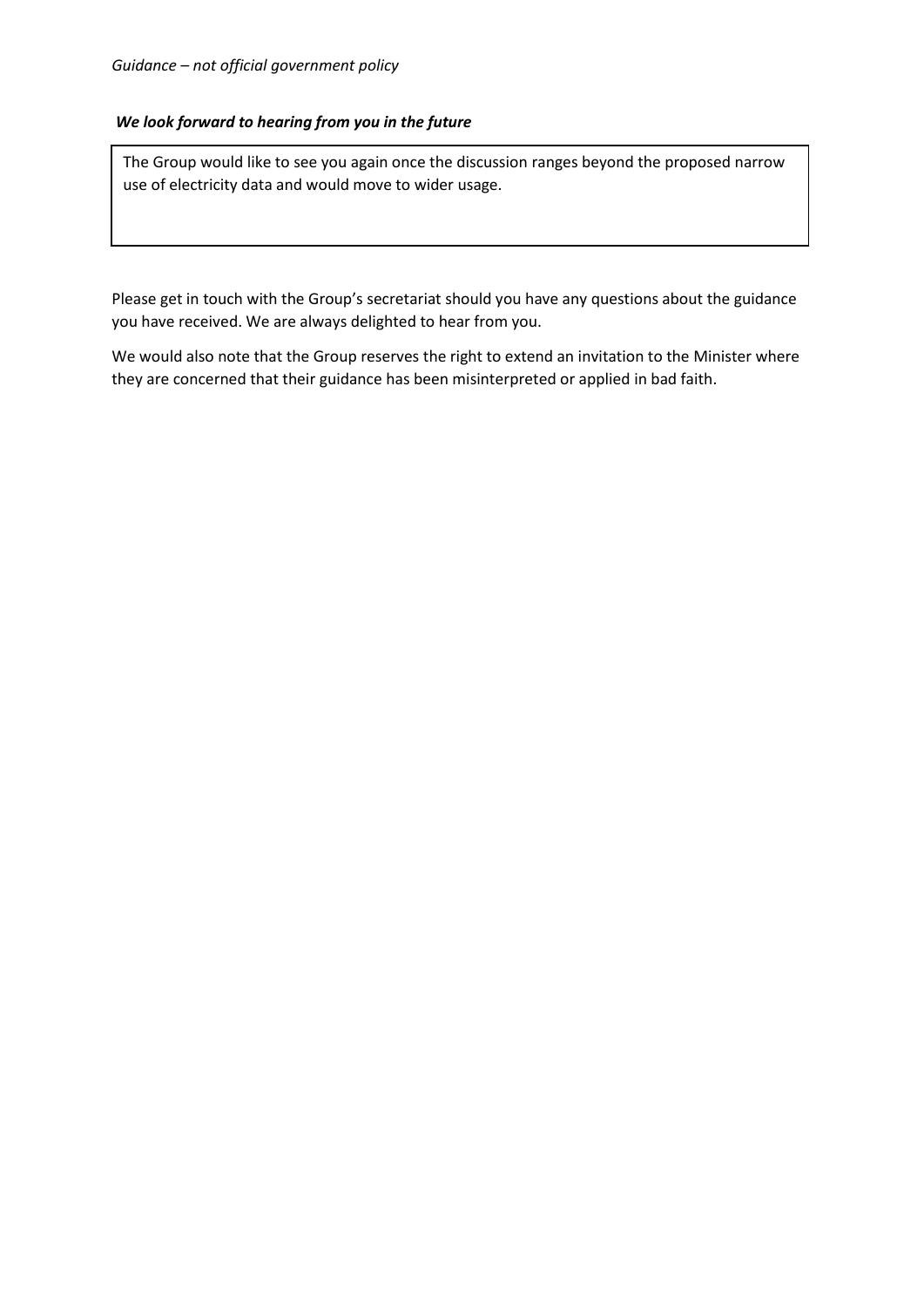***We look forward to hearing from you in the future***

| |
|---|
| The Group would like to see you again once the discussion ranges beyond the proposed narrow use of electricity data and would move to wider usage. |

Please get in touch with the Group's secretariat should you have any questions about the guidance you have received. We are always delighted to hear from you.

We would also note that the Group reserves the right to extend an invitation to the Minister where they are concerned that their guidance has been misinterpreted or applied in bad faith.